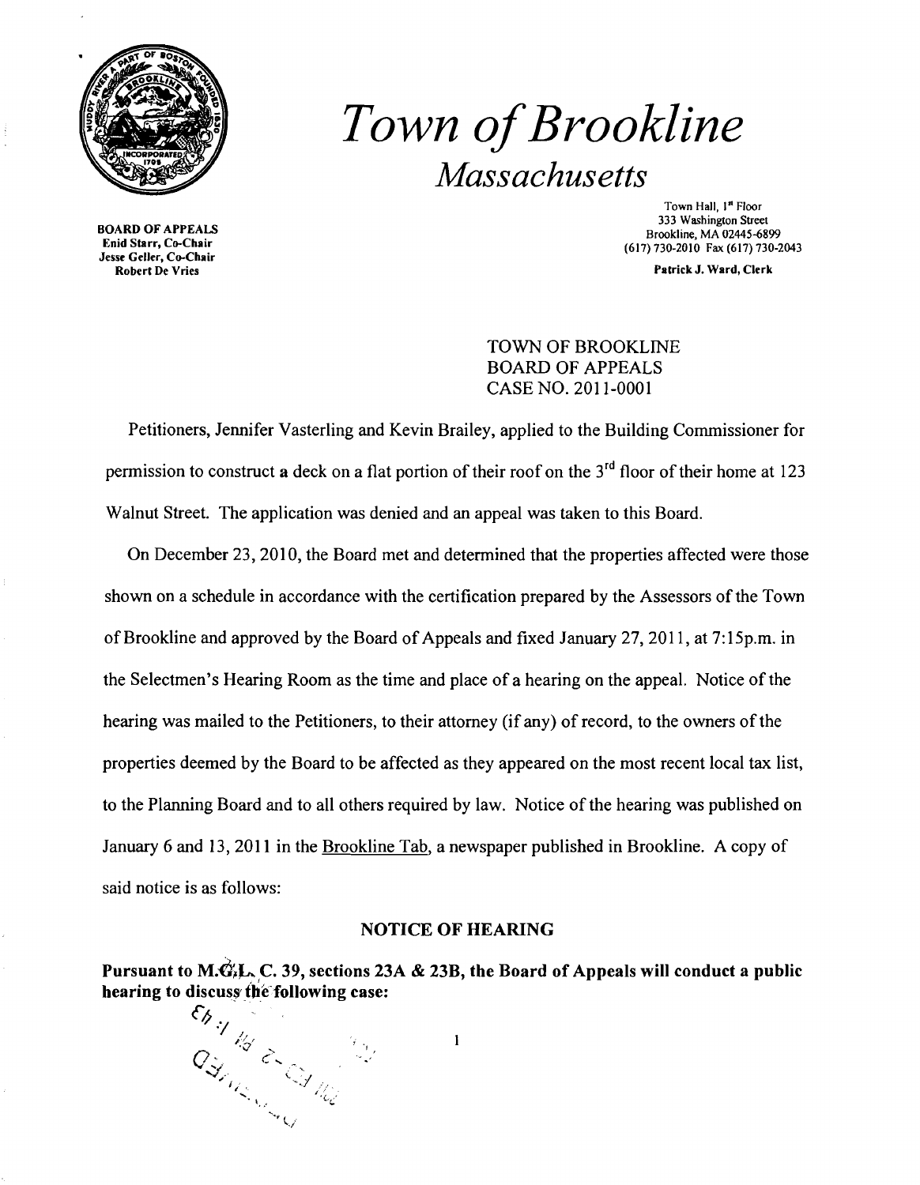# *Town of Brookline*

## *Massachusetts*

**BOARD OF APPEALS**
**Enid Starr, Co-Chair**
**Jesse Geller, Co-Chair**
**Robert De Vries**

Town Hall, 1st Floor
333 Washington Street
Brookline, MA 02445-6899
(617) 730-2010 Fax (617) 730-2043

**Patrick J. Ward, Clerk**

TOWN OF BROOKLINE
BOARD OF APPEALS
CASE NO. 2011-0001

Petitioners, Jennifer Vasterling and Kevin Brailey, applied to the Building Commissioner for permission to construct a deck on a flat portion of their roof on the 3rd floor of their home at 123 Walnut Street. The application was denied and an appeal was taken to this Board.

On December 23, 2010, the Board met and determined that the properties affected were those shown on a schedule in accordance with the certification prepared by the Assessors of the Town of Brookline and approved by the Board of Appeals and fixed January 27, 2011, at 7:15p.m. in the Selectmen's Hearing Room as the time and place of a hearing on the appeal. Notice of the hearing was mailed to the Petitioners, to their attorney (if any) of record, to the owners of the properties deemed by the Board to be affected as they appeared on the most recent local tax list, to the Planning Board and to all others required by law. Notice of the hearing was published on January 6 and 13, 2011 in the <u>Brookline Tab</u>, a newspaper published in Brookline. A copy of said notice is as follows:

### NOTICE OF HEARING

**Pursuant to M.G.L. C. 39, sections 23A & 23B, the Board of Appeals will conduct a public hearing to discuss the following case:**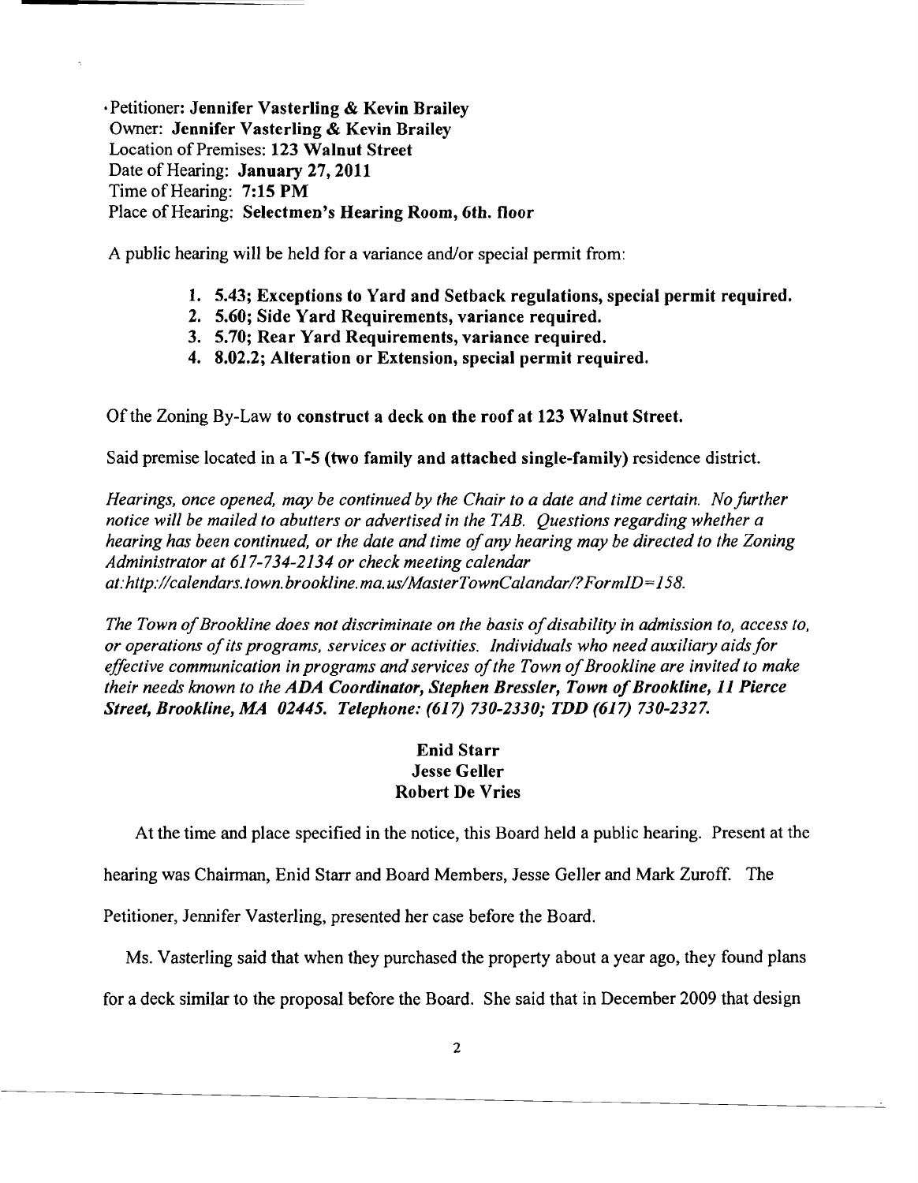Petitioner: **Jennifer Vasterling & Kevin Brailey**
Owner: **Jennifer Vasterling & Kevin Brailey**
Location of Premises: **123 Walnut Street**
Date of Hearing: **January 27, 2011**
Time of Hearing: **7:15 PM**
Place of Hearing: **Selectmen's Hearing Room, 6th. floor**

A public hearing will be held for a variance and/or special permit from:

1. **5.43; Exceptions to Yard and Setback regulations, special permit required.**
2. **5.60; Side Yard Requirements, variance required.**
3. **5.70; Rear Yard Requirements, variance required.**
4. **8.02.2; Alteration or Extension, special permit required.**

Of the Zoning By-Law **to construct a deck on the roof at 123 Walnut Street.**

Said premise located in a **T-5 (two family and attached single-family)** residence district.

*Hearings, once opened, may be continued by the Chair to a date and time certain. No further notice will be mailed to abutters or advertised in the TAB. Questions regarding whether a hearing has been continued, or the date and time of any hearing may be directed to the Zoning Administrator at 617-734-2134 or check meeting calendar at:http://calendars.town.brookline.ma.us/MasterTownCalandar/?FormID=158.*

*The Town of Brookline does not discriminate on the basis of disability in admission to, access to, or operations of its programs, services or activities. Individuals who need auxiliary aids for effective communication in programs and services of the Town of Brookline are invited to make their needs known to the* ***ADA Coordinator, Stephen Bressler, Town of Brookline, 11 Pierce Street, Brookline, MA 02445. Telephone: (617) 730-2330; TDD (617) 730-2327.***

**Enid Starr**
**Jesse Geller**
**Robert De Vries**

At the time and place specified in the notice, this Board held a public hearing. Present at the hearing was Chairman, Enid Starr and Board Members, Jesse Geller and Mark Zuroff. The Petitioner, Jennifer Vasterling, presented her case before the Board.

Ms. Vasterling said that when they purchased the property about a year ago, they found plans for a deck similar to the proposal before the Board. She said that in December 2009 that design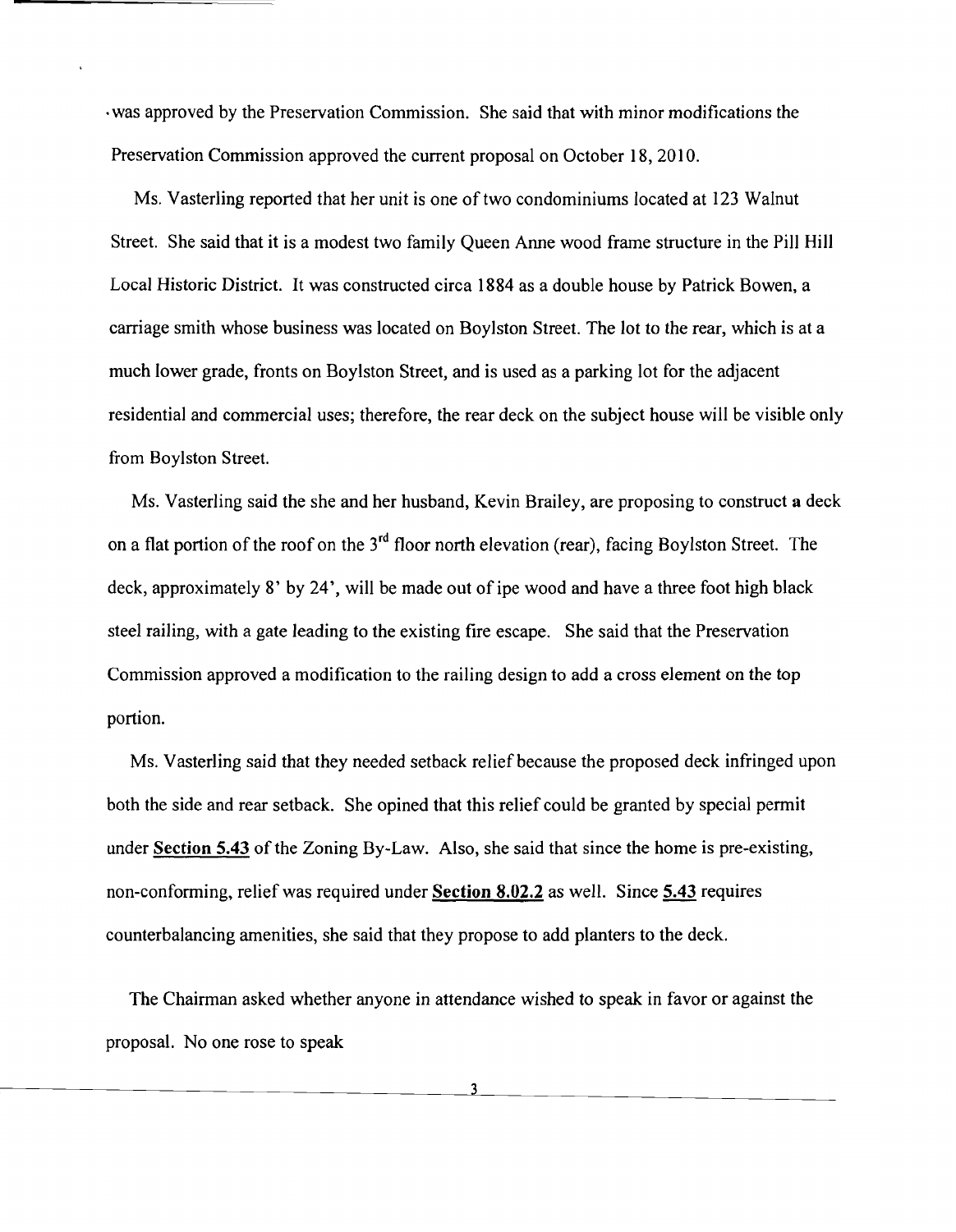was approved by the Preservation Commission. She said that with minor modifications the Preservation Commission approved the current proposal on October 18, 2010.

Ms. Vasterling reported that her unit is one of two condominiums located at 123 Walnut Street. She said that it is a modest two family Queen Anne wood frame structure in the Pill Hill Local Historic District. It was constructed circa 1884 as a double house by Patrick Bowen, a carriage smith whose business was located on Boylston Street. The lot to the rear, which is at a much lower grade, fronts on Boylston Street, and is used as a parking lot for the adjacent residential and commercial uses; therefore, the rear deck on the subject house will be visible only from Boylston Street.

Ms. Vasterling said the she and her husband, Kevin Brailey, are proposing to construct a deck on a flat portion of the roof on the 3rd floor north elevation (rear), facing Boylston Street. The deck, approximately 8' by 24', will be made out of ipe wood and have a three foot high black steel railing, with a gate leading to the existing fire escape. She said that the Preservation Commission approved a modification to the railing design to add a cross element on the top portion.

Ms. Vasterling said that they needed setback relief because the proposed deck infringed upon both the side and rear setback. She opined that this relief could be granted by special permit under **Section 5.43** of the Zoning By-Law. Also, she said that since the home is pre-existing, non-conforming, relief was required under **Section 8.02.2** as well. Since **5.43** requires counterbalancing amenities, she said that they propose to add planters to the deck.

The Chairman asked whether anyone in attendance wished to speak in favor or against the proposal. No one rose to speak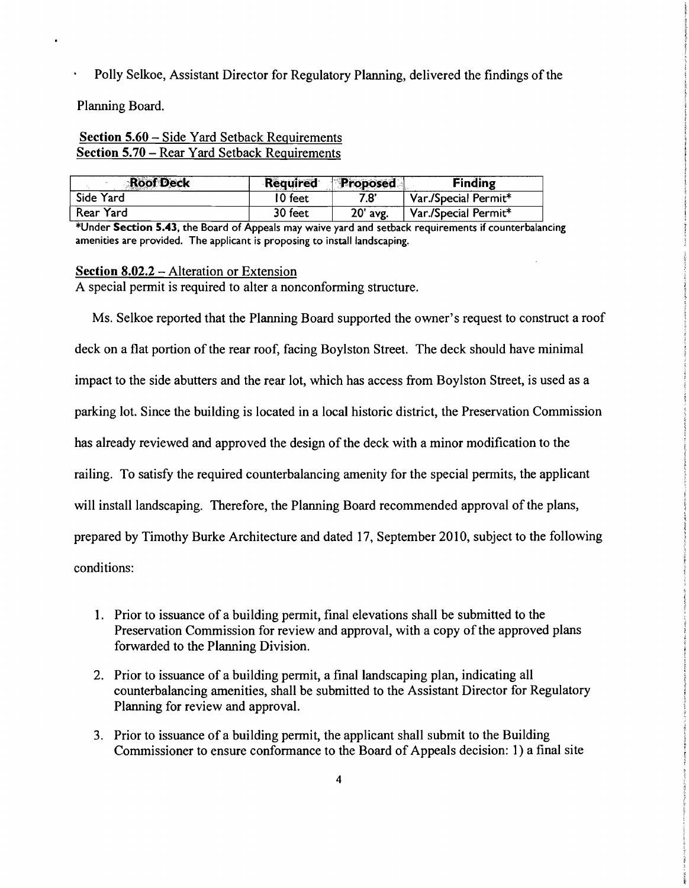- Polly Selkoe, Assistant Director for Regulatory Planning, delivered the findings of the Planning Board.

<u>**Section 5.60** – Side Yard Setback Requirements</u>
<u>**Section 5.70** – Rear Yard Setback Requirements</u>

| Roof Deck | Required | Proposed | Finding |
|---|---|---|---|
| Side Yard | 10 feet | 7.8' | Var./Special Permit* |
| Rear Yard | 30 feet | 20' avg. | Var./Special Permit* |

*Under **Section 5.43**, the Board of Appeals may waive yard and setback requirements if counterbalancing amenities are provided. The applicant is proposing to install landscaping.

<u>**Section 8.02.2** – Alteration or Extension</u>
A special permit is required to alter a nonconforming structure.

Ms. Selkoe reported that the Planning Board supported the owner's request to construct a roof deck on a flat portion of the rear roof, facing Boylston Street. The deck should have minimal impact to the side abutters and the rear lot, which has access from Boylston Street, is used as a parking lot. Since the building is located in a local historic district, the Preservation Commission has already reviewed and approved the design of the deck with a minor modification to the railing. To satisfy the required counterbalancing amenity for the special permits, the applicant will install landscaping. Therefore, the Planning Board recommended approval of the plans, prepared by Timothy Burke Architecture and dated 17, September 2010, subject to the following conditions:

1. Prior to issuance of a building permit, final elevations shall be submitted to the Preservation Commission for review and approval, with a copy of the approved plans forwarded to the Planning Division.

2. Prior to issuance of a building permit, a final landscaping plan, indicating all counterbalancing amenities, shall be submitted to the Assistant Director for Regulatory Planning for review and approval.

3. Prior to issuance of a building permit, the applicant shall submit to the Building Commissioner to ensure conformance to the Board of Appeals decision: 1) a final site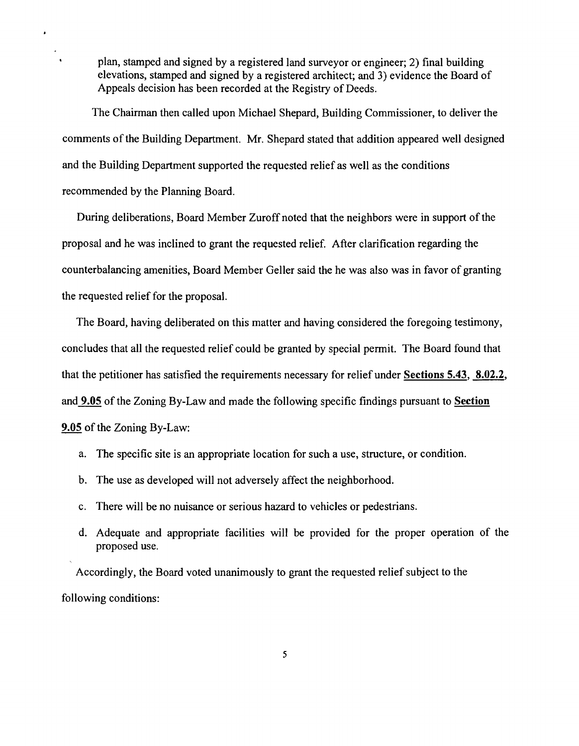plan, stamped and signed by a registered land surveyor or engineer; 2) final building elevations, stamped and signed by a registered architect; and 3) evidence the Board of Appeals decision has been recorded at the Registry of Deeds.

The Chairman then called upon Michael Shepard, Building Commissioner, to deliver the comments of the Building Department. Mr. Shepard stated that addition appeared well designed and the Building Department supported the requested relief as well as the conditions recommended by the Planning Board.

During deliberations, Board Member Zuroff noted that the neighbors were in support of the proposal and he was inclined to grant the requested relief. After clarification regarding the counterbalancing amenities, Board Member Geller said the he was also was in favor of granting the requested relief for the proposal.

The Board, having deliberated on this matter and having considered the foregoing testimony, concludes that all the requested relief could be granted by special permit. The Board found that that the petitioner has satisfied the requirements necessary for relief under **Sections 5.43**, **8.02.2**, and **9.05** of the Zoning By-Law and made the following specific findings pursuant to **Section 9.05** of the Zoning By-Law:

a. The specific site is an appropriate location for such a use, structure, or condition.

b. The use as developed will not adversely affect the neighborhood.

c. There will be no nuisance or serious hazard to vehicles or pedestrians.

d. Adequate and appropriate facilities will be provided for the proper operation of the proposed use.

Accordingly, the Board voted unanimously to grant the requested relief subject to the following conditions: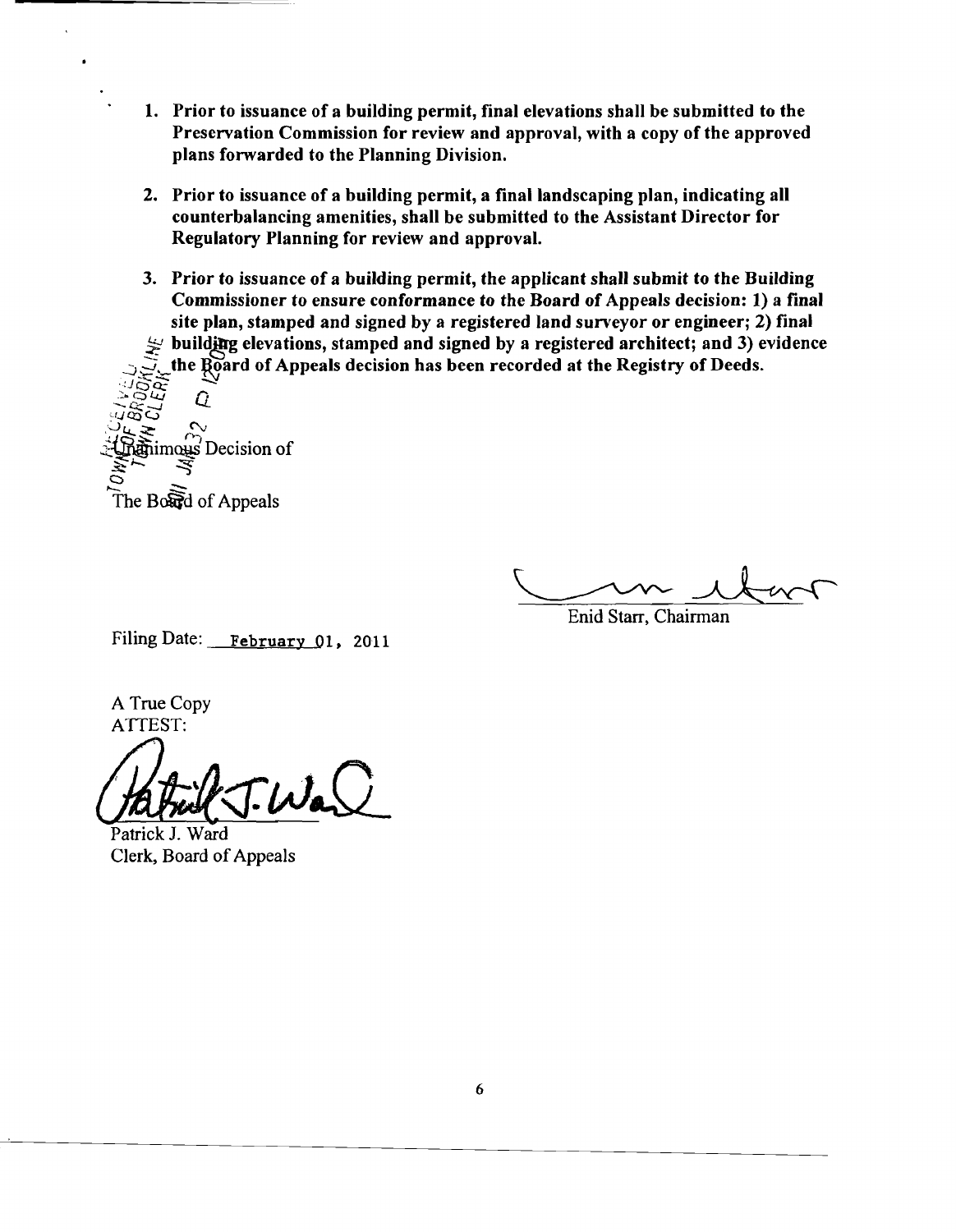1. **Prior to issuance of a building permit, final elevations shall be submitted to the Preservation Commission for review and approval, with a copy of the approved plans forwarded to the Planning Division.**

2. **Prior to issuance of a building permit, a final landscaping plan, indicating all counterbalancing amenities, shall be submitted to the Assistant Director for Regulatory Planning for review and approval.**

3. **Prior to issuance of a building permit, the applicant shall submit to the Building Commissioner to ensure conformance to the Board of Appeals decision: 1) a final site plan, stamped and signed by a registered land surveyor or engineer; 2) final building elevations, stamped and signed by a registered architect; and 3) evidence the Board of Appeals decision has been recorded at the Registry of Deeds.**

Unanimous Decision of

The Board of Appeals

Enid Starr, Chairman

Filing Date: February 01, 2011

A True Copy
ATTEST:

Patrick J. Ward
Clerk, Board of Appeals